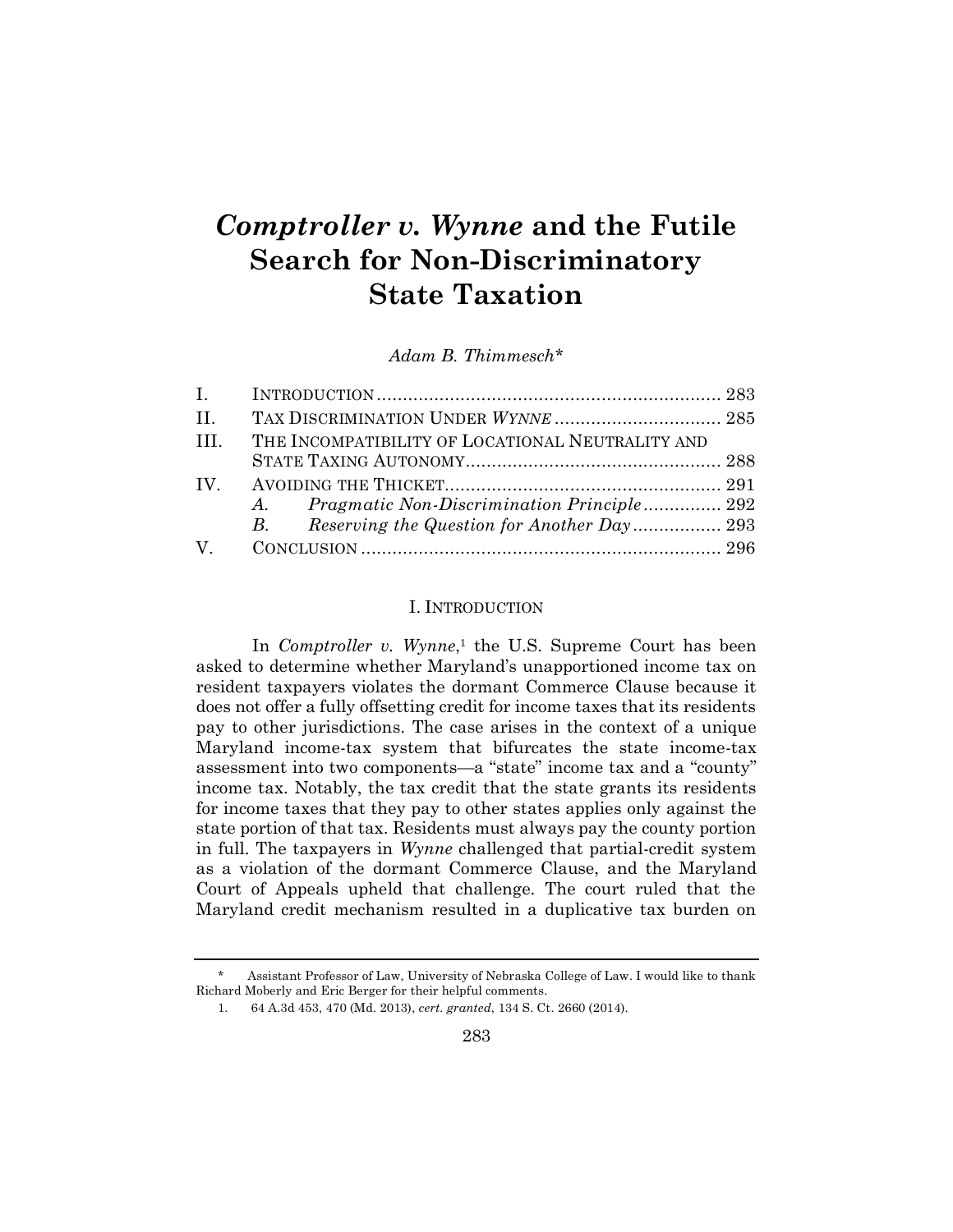# *Comptroller v. Wynne* and the Futile Search for Non-Discriminatory State Taxation

*Adam B. Thimmesch\**

| | | |
|---|---|---|
| I. | INTRODUCTION | 283 |
| II. | TAX DISCRIMINATION UNDER *WYNNE* | 285 |
| III. | THE INCOMPATIBILITY OF LOCATIONAL NEUTRALITY AND STATE TAXING AUTONOMY | 288 |
| IV. | AVOIDING THE THICKET | 291 |
| | *A. Pragmatic Non-Discrimination Principle* | 292 |
| | *B. Reserving the Question for Another Day* | 293 |
| V. | CONCLUSION | 296 |

## I. INTRODUCTION

In *Comptroller v. Wynne*,[1] the U.S. Supreme Court has been asked to determine whether Maryland's unapportioned income tax on resident taxpayers violates the dormant Commerce Clause because it does not offer a fully offsetting credit for income taxes that its residents pay to other jurisdictions. The case arises in the context of a unique Maryland income-tax system that bifurcates the state income-tax assessment into two components—a "state" income tax and a "county" income tax. Notably, the tax credit that the state grants its residents for income taxes that they pay to other states applies only against the state portion of that tax. Residents must always pay the county portion in full. The taxpayers in *Wynne* challenged that partial-credit system as a violation of the dormant Commerce Clause, and the Maryland Court of Appeals upheld that challenge. The court ruled that the Maryland credit mechanism resulted in a duplicative tax burden on

---

\* Assistant Professor of Law, University of Nebraska College of Law. I would like to thank Richard Moberly and Eric Berger for their helpful comments.

1. 64 A.3d 453, 470 (Md. 2013), *cert. granted*, 134 S. Ct. 2660 (2014).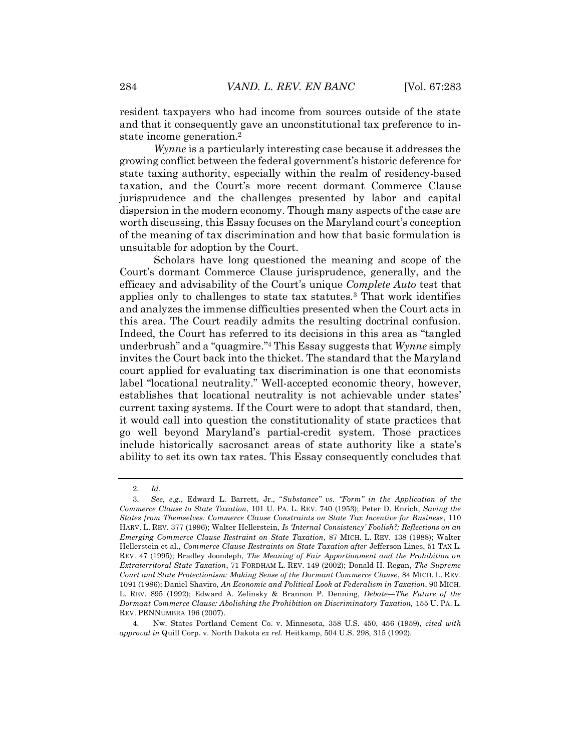resident taxpayers who had income from sources outside of the state and that it consequently gave an unconstitutional tax preference to in-state income generation.[2]

*Wynne* is a particularly interesting case because it addresses the growing conflict between the federal government's historic deference for state taxing authority, especially within the realm of residency-based taxation, and the Court's more recent dormant Commerce Clause jurisprudence and the challenges presented by labor and capital dispersion in the modern economy. Though many aspects of the case are worth discussing, this Essay focuses on the Maryland court's conception of the meaning of tax discrimination and how that basic formulation is unsuitable for adoption by the Court.

Scholars have long questioned the meaning and scope of the Court's dormant Commerce Clause jurisprudence, generally, and the efficacy and advisability of the Court's unique *Complete Auto* test that applies only to challenges to state tax statutes.[3] That work identifies and analyzes the immense difficulties presented when the Court acts in this area. The Court readily admits the resulting doctrinal confusion. Indeed, the Court has referred to its decisions in this area as "tangled underbrush" and a "quagmire."[4] This Essay suggests that *Wynne* simply invites the Court back into the thicket. The standard that the Maryland court applied for evaluating tax discrimination is one that economists label "locational neutrality." Well-accepted economic theory, however, establishes that locational neutrality is not achievable under states' current taxing systems. If the Court were to adopt that standard, then, it would call into question the constitutionality of state practices that go well beyond Maryland's partial-credit system. Those practices include historically sacrosanct areas of state authority like a state's ability to set its own tax rates. This Essay consequently concludes that

---

2. *Id.*

3. *See, e.g.*, Edward L. Barrett, Jr., "*Substance" vs. "Form" in the Application of the Commerce Clause to State Taxation*, 101 U. PA. L. REV. 740 (1953); Peter D. Enrich, *Saving the States from Themselves: Commerce Clause Constraints on State Tax Incentive for Business*, 110 HARV. L. REV. 377 (1996); Walter Hellerstein, *Is 'Internal Consistency' Foolish?: Reflections on an Emerging Commerce Clause Restraint on State Taxation*, 87 MICH. L. REV. 138 (1988); Walter Hellerstein et al., *Commerce Clause Restraints on State Taxation after* Jefferson Lines, 51 TAX L. REV. 47 (1995); Bradley Joondeph, *The Meaning of Fair Apportionment and the Prohibition on Extraterritoral State Taxation*, 71 FORDHAM L. REV. 149 (2002); Donald H. Regan, *The Supreme Court and State Protectionism: Making Sense of the Dormant Commerce Clause*, 84 MICH. L. REV. 1091 (1986); Daniel Shaviro, *An Economic and Political Look at Federalism in Taxation*, 90 MICH. L. REV. 895 (1992); Edward A. Zelinsky & Brannon P. Denning, *Debate—The Future of the Dormant Commerce Clause: Abolishing the Prohibition on Discriminatory Taxation,* 155 U. PA. L. REV. PENNUMBRA 196 (2007).

4. Nw. States Portland Cement Co. v. Minnesota, 358 U.S. 450, 456 (1959), *cited with approval in* Quill Corp. v. North Dakota *ex rel.* Heitkamp, 504 U.S. 298, 315 (1992).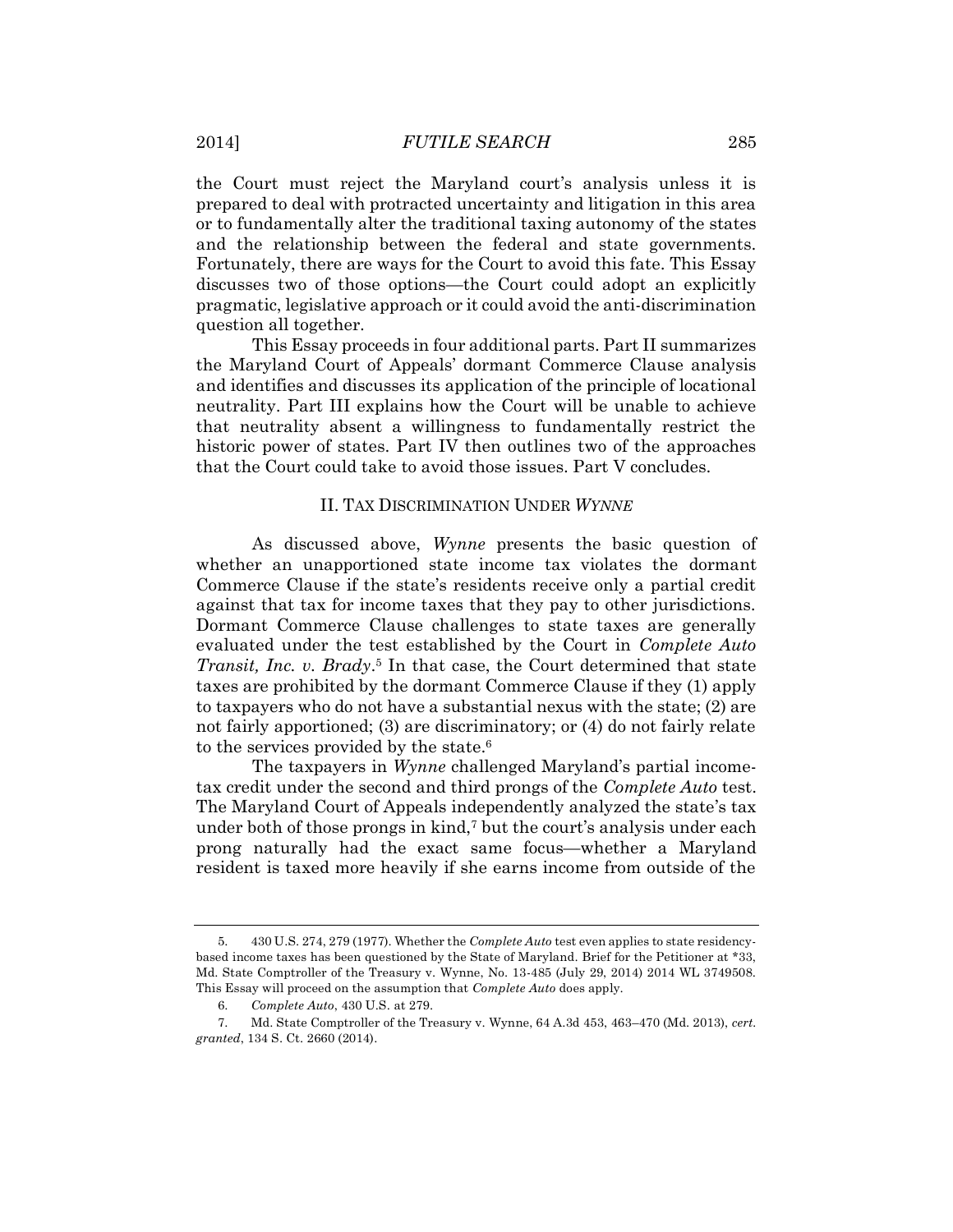the Court must reject the Maryland court's analysis unless it is prepared to deal with protracted uncertainty and litigation in this area or to fundamentally alter the traditional taxing autonomy of the states and the relationship between the federal and state governments. Fortunately, there are ways for the Court to avoid this fate. This Essay discusses two of those options—the Court could adopt an explicitly pragmatic, legislative approach or it could avoid the anti-discrimination question all together.

This Essay proceeds in four additional parts. Part II summarizes the Maryland Court of Appeals' dormant Commerce Clause analysis and identifies and discusses its application of the principle of locational neutrality. Part III explains how the Court will be unable to achieve that neutrality absent a willingness to fundamentally restrict the historic power of states. Part IV then outlines two of the approaches that the Court could take to avoid those issues. Part V concludes.

## II. TAX DISCRIMINATION UNDER *WYNNE*

As discussed above, *Wynne* presents the basic question of whether an unapportioned state income tax violates the dormant Commerce Clause if the state's residents receive only a partial credit against that tax for income taxes that they pay to other jurisdictions. Dormant Commerce Clause challenges to state taxes are generally evaluated under the test established by the Court in *Complete Auto Transit, Inc. v. Brady*.[5] In that case, the Court determined that state taxes are prohibited by the dormant Commerce Clause if they (1) apply to taxpayers who do not have a substantial nexus with the state; (2) are not fairly apportioned; (3) are discriminatory; or (4) do not fairly relate to the services provided by the state.[6]

The taxpayers in *Wynne* challenged Maryland's partial income-tax credit under the second and third prongs of the *Complete Auto* test. The Maryland Court of Appeals independently analyzed the state's tax under both of those prongs in kind,[7] but the court's analysis under each prong naturally had the exact same focus—whether a Maryland resident is taxed more heavily if she earns income from outside of the

---

5. 430 U.S. 274, 279 (1977). Whether the *Complete Auto* test even applies to state residency-based income taxes has been questioned by the State of Maryland. Brief for the Petitioner at *33, Md. State Comptroller of the Treasury v. Wynne, No. 13-485 (July 29, 2014) 2014 WL 3749508. This Essay will proceed on the assumption that *Complete Auto* does apply.

6. *Complete Auto*, 430 U.S. at 279.

7. Md. State Comptroller of the Treasury v. Wynne, 64 A.3d 453, 463–470 (Md. 2013), *cert. granted*, 134 S. Ct. 2660 (2014).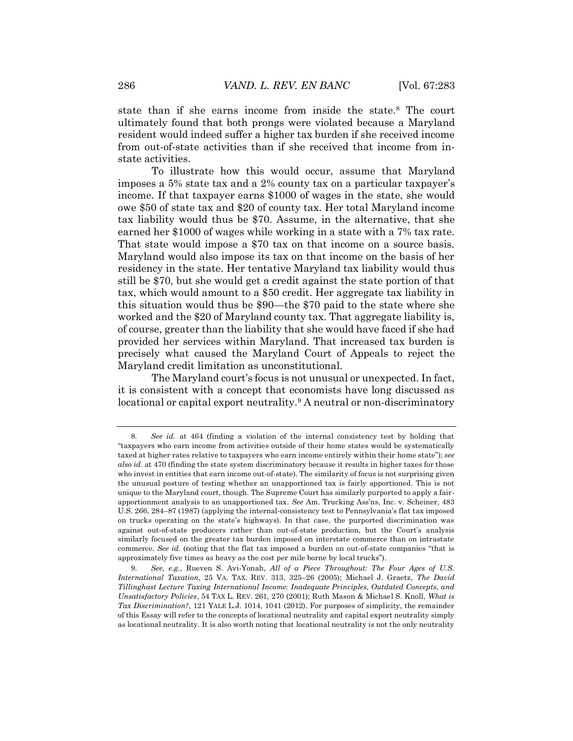state than if she earns income from inside the state.[8] The court ultimately found that both prongs were violated because a Maryland resident would indeed suffer a higher tax burden if she received income from out-of-state activities than if she received that income from in-state activities.

To illustrate how this would occur, assume that Maryland imposes a 5% state tax and a 2% county tax on a particular taxpayer's income. If that taxpayer earns $1000 of wages in the state, she would owe $50 of state tax and $20 of county tax. Her total Maryland income tax liability would thus be $70. Assume, in the alternative, that she earned her $1000 of wages while working in a state with a 7% tax rate. That state would impose a $70 tax on that income on a source basis. Maryland would also impose its tax on that income on the basis of her residency in the state. Her tentative Maryland tax liability would thus still be $70, but she would get a credit against the state portion of that tax, which would amount to a $50 credit. Her aggregate tax liability in this situation would thus be $90—the $70 paid to the state where she worked and the $20 of Maryland county tax. That aggregate liability is, of course, greater than the liability that she would have faced if she had provided her services within Maryland. That increased tax burden is precisely what caused the Maryland Court of Appeals to reject the Maryland credit limitation as unconstitutional.

The Maryland court's focus is not unusual or unexpected. In fact, it is consistent with a concept that economists have long discussed as locational or capital export neutrality.[9] A neutral or non-discriminatory

---

8. *See id.* at 464 (finding a violation of the internal consistency test by holding that "taxpayers who earn income from activities outside of their home states would be systematically taxed at higher rates relative to taxpayers who earn income entirely within their home state"); *see also id.* at 470 (finding the state system discriminatory because it results in higher taxes for those who invest in entities that earn income out-of-state). The similarity of focus is not surprising given the unusual posture of testing whether an unapportioned tax is fairly apportioned. This is not unique to the Maryland court, though. The Supreme Court has similarly purported to apply a fair-apportionment analysis to an unapportioned tax. *See* Am. Trucking Ass'ns, Inc. v. Scheiner, 483 U.S. 266, 284–87 (1987) (applying the internal-consistency test to Pennsylvania's flat tax imposed on trucks operating on the state's highways). In that case, the purported discrimination was against out-of-state producers rather than out-of-state production, but the Court's analysis similarly focused on the greater tax burden imposed on interstate commerce than on intrastate commerce. *See id.* (noting that the flat tax imposed a burden on out-of-state companies "that is approximately five times as heavy as the cost per mile borne by local trucks").

9. *See, e.g.*, Rueven S. Avi-Yonah, *All of a Piece Throughout: The Four Ages of U.S. International Taxation*, 25 VA. TAX. REV. 313, 325–26 (2005); Michael J. Graetz, *The David Tillinghast Lecture Taxing International Income: Inadequate Principles, Outdated Concepts, and Unsatisfactory Policies*, 54 TAX L. REV. 261, 270 (2001); Ruth Mason & Michael S. Knoll, *What is Tax Discrimination?*, 121 YALE L.J. 1014, 1041 (2012). For purposes of simplicity, the remainder of this Essay will refer to the concepts of locational neutrality and capital export neutrality simply as locational neutrality. It is also worth noting that locational neutrality is not the only neutrality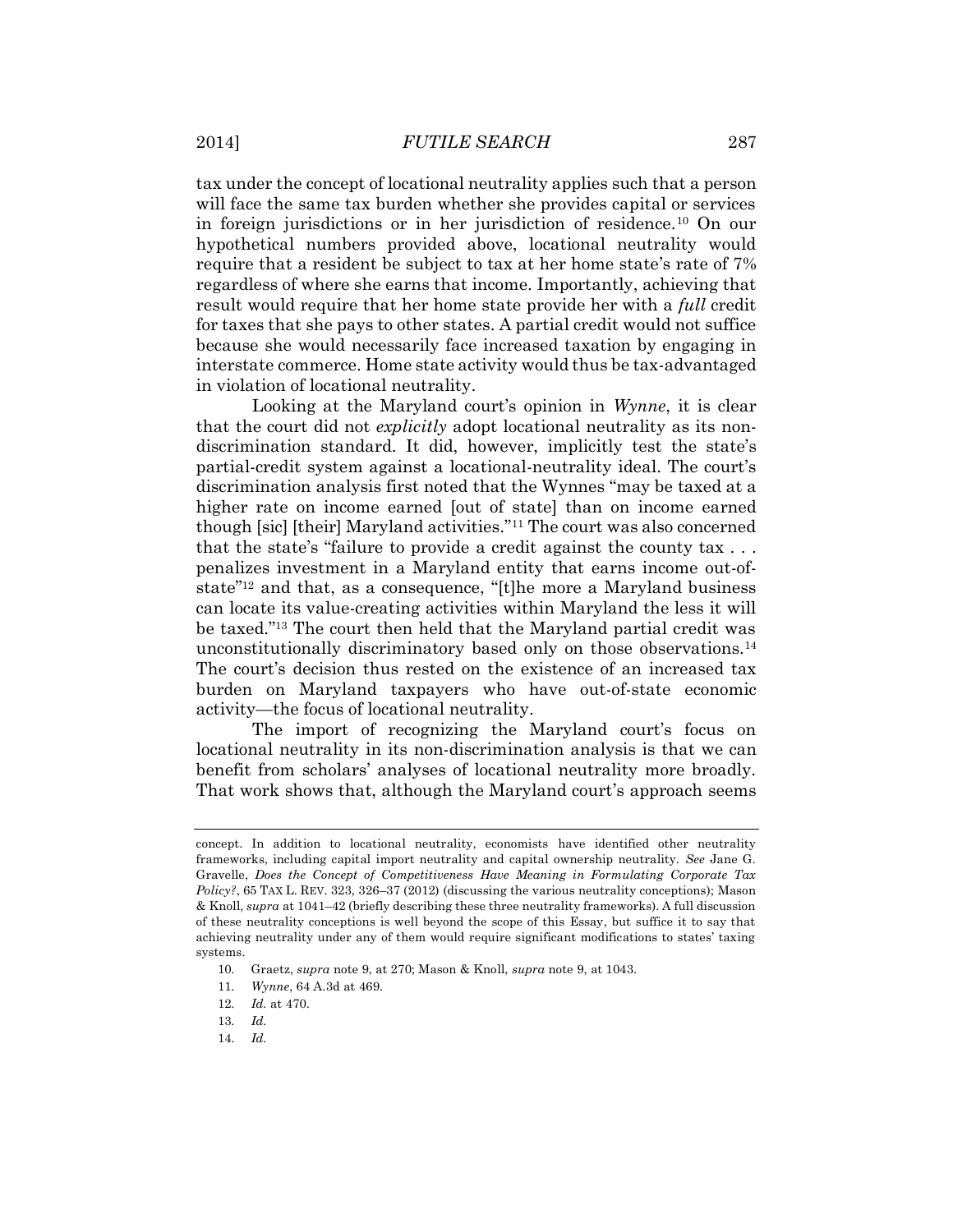tax under the concept of locational neutrality applies such that a person will face the same tax burden whether she provides capital or services in foreign jurisdictions or in her jurisdiction of residence.[10] On our hypothetical numbers provided above, locational neutrality would require that a resident be subject to tax at her home state's rate of 7% regardless of where she earns that income. Importantly, achieving that result would require that her home state provide her with a *full* credit for taxes that she pays to other states. A partial credit would not suffice because she would necessarily face increased taxation by engaging in interstate commerce. Home state activity would thus be tax-advantaged in violation of locational neutrality.

Looking at the Maryland court's opinion in *Wynne*, it is clear that the court did not *explicitly* adopt locational neutrality as its non-discrimination standard. It did, however, implicitly test the state's partial-credit system against a locational-neutrality ideal. The court's discrimination analysis first noted that the Wynnes "may be taxed at a higher rate on income earned [out of state] than on income earned though [sic] [their] Maryland activities."[11] The court was also concerned that the state's "failure to provide a credit against the county tax . . . penalizes investment in a Maryland entity that earns income out-of-state"[12] and that, as a consequence, "[t]he more a Maryland business can locate its value-creating activities within Maryland the less it will be taxed."[13] The court then held that the Maryland partial credit was unconstitutionally discriminatory based only on those observations.[14] The court's decision thus rested on the existence of an increased tax burden on Maryland taxpayers who have out-of-state economic activity—the focus of locational neutrality.

The import of recognizing the Maryland court's focus on locational neutrality in its non-discrimination analysis is that we can benefit from scholars' analyses of locational neutrality more broadly. That work shows that, although the Maryland court's approach seems

---

concept. In addition to locational neutrality, economists have identified other neutrality frameworks, including capital import neutrality and capital ownership neutrality. *See* Jane G. Gravelle, *Does the Concept of Competitiveness Have Meaning in Formulating Corporate Tax Policy?*, 65 TAX L. REV. 323, 326–37 (2012) (discussing the various neutrality conceptions); Mason & Knoll, *supra* at 1041–42 (briefly describing these three neutrality frameworks). A full discussion of these neutrality conceptions is well beyond the scope of this Essay, but suffice it to say that achieving neutrality under any of them would require significant modifications to states' taxing systems.

10. Graetz, *supra* note 9, at 270; Mason & Knoll, *supra* note 9, at 1043.

11. *Wynne*, 64 A.3d at 469.

12. *Id.* at 470.

13. *Id.*

14. *Id.*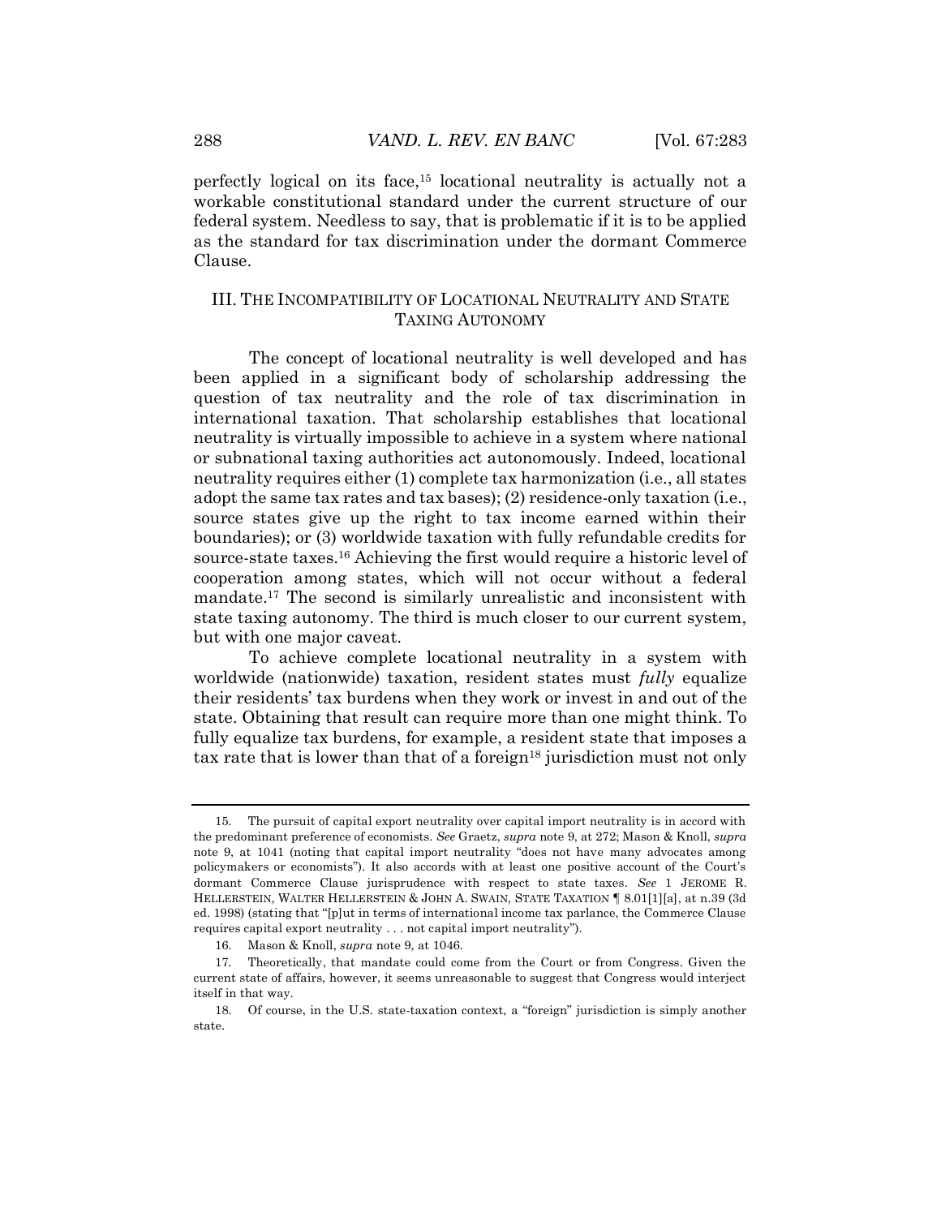perfectly logical on its face,[15] locational neutrality is actually not a workable constitutional standard under the current structure of our federal system. Needless to say, that is problematic if it is to be applied as the standard for tax discrimination under the dormant Commerce Clause.

## III. THE INCOMPATIBILITY OF LOCATIONAL NEUTRALITY AND STATE TAXING AUTONOMY

The concept of locational neutrality is well developed and has been applied in a significant body of scholarship addressing the question of tax neutrality and the role of tax discrimination in international taxation. That scholarship establishes that locational neutrality is virtually impossible to achieve in a system where national or subnational taxing authorities act autonomously. Indeed, locational neutrality requires either (1) complete tax harmonization (i.e., all states adopt the same tax rates and tax bases); (2) residence-only taxation (i.e., source states give up the right to tax income earned within their boundaries); or (3) worldwide taxation with fully refundable credits for source-state taxes.[16] Achieving the first would require a historic level of cooperation among states, which will not occur without a federal mandate.[17] The second is similarly unrealistic and inconsistent with state taxing autonomy. The third is much closer to our current system, but with one major caveat.

To achieve complete locational neutrality in a system with worldwide (nationwide) taxation, resident states must *fully* equalize their residents' tax burdens when they work or invest in and out of the state. Obtaining that result can require more than one might think. To fully equalize tax burdens, for example, a resident state that imposes a tax rate that is lower than that of a foreign[18] jurisdiction must not only

---

15. The pursuit of capital export neutrality over capital import neutrality is in accord with the predominant preference of economists. *See* Graetz, *supra* note 9, at 272; Mason & Knoll, *supra* note 9, at 1041 (noting that capital import neutrality "does not have many advocates among policymakers or economists"). It also accords with at least one positive account of the Court's dormant Commerce Clause jurisprudence with respect to state taxes. *See* 1 JEROME R. HELLERSTEIN, WALTER HELLERSTEIN & JOHN A. SWAIN, STATE TAXATION ¶ 8.01[1][a], at n.39 (3d ed. 1998) (stating that "[p]ut in terms of international income tax parlance, the Commerce Clause requires capital export neutrality . . . not capital import neutrality").

16. Mason & Knoll, *supra* note 9, at 1046.

17. Theoretically, that mandate could come from the Court or from Congress. Given the current state of affairs, however, it seems unreasonable to suggest that Congress would interject itself in that way.

18. Of course, in the U.S. state-taxation context, a "foreign" jurisdiction is simply another state.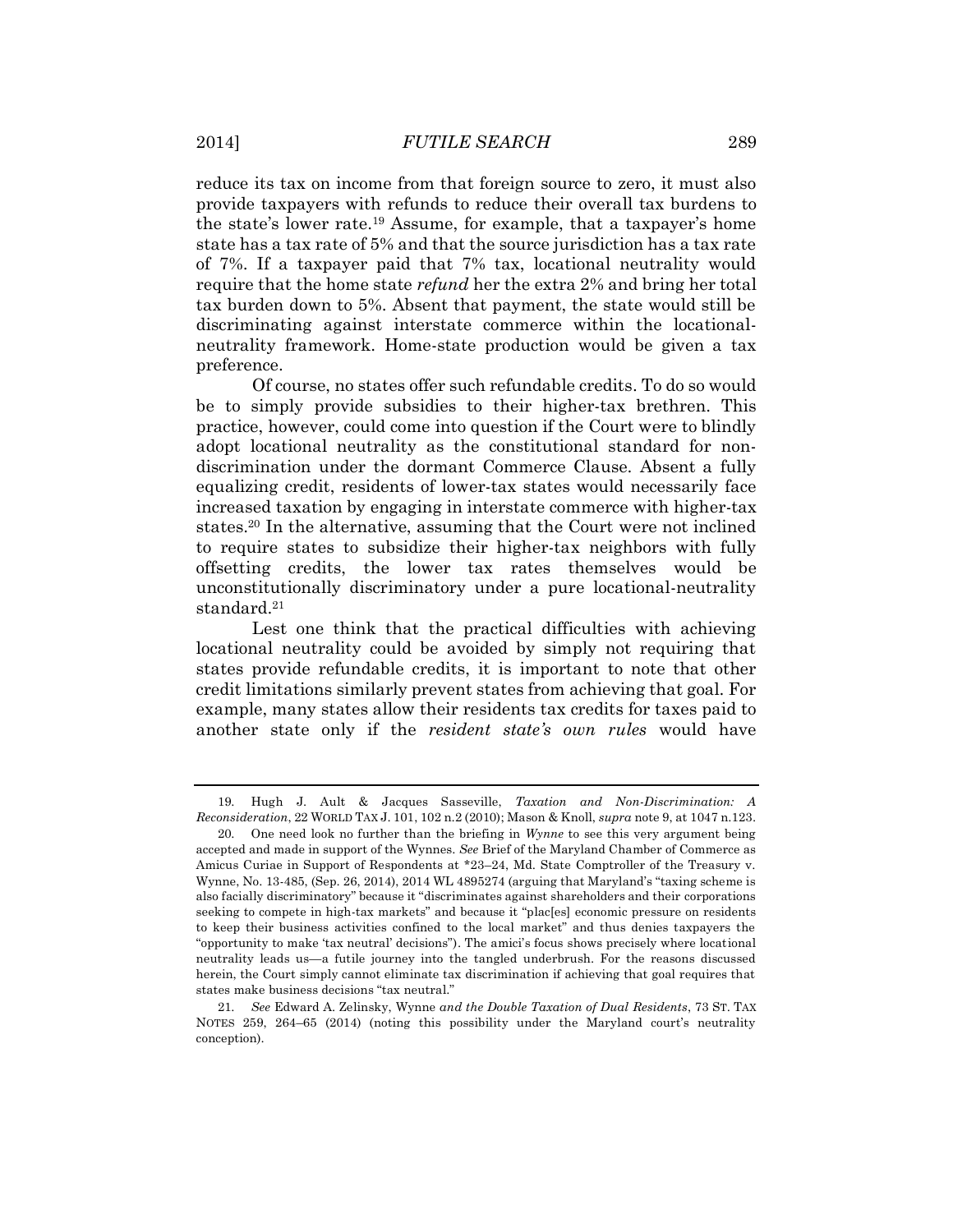reduce its tax on income from that foreign source to zero, it must also provide taxpayers with refunds to reduce their overall tax burdens to the state's lower rate.[19] Assume, for example, that a taxpayer's home state has a tax rate of 5% and that the source jurisdiction has a tax rate of 7%. If a taxpayer paid that 7% tax, locational neutrality would require that the home state *refund* her the extra 2% and bring her total tax burden down to 5%. Absent that payment, the state would still be discriminating against interstate commerce within the locational-neutrality framework. Home-state production would be given a tax preference.

Of course, no states offer such refundable credits. To do so would be to simply provide subsidies to their higher-tax brethren. This practice, however, could come into question if the Court were to blindly adopt locational neutrality as the constitutional standard for non-discrimination under the dormant Commerce Clause. Absent a fully equalizing credit, residents of lower-tax states would necessarily face increased taxation by engaging in interstate commerce with higher-tax states.[20] In the alternative, assuming that the Court were not inclined to require states to subsidize their higher-tax neighbors with fully offsetting credits, the lower tax rates themselves would be unconstitutionally discriminatory under a pure locational-neutrality standard.[21]

Lest one think that the practical difficulties with achieving locational neutrality could be avoided by simply not requiring that states provide refundable credits, it is important to note that other credit limitations similarly prevent states from achieving that goal. For example, many states allow their residents tax credits for taxes paid to another state only if the *resident state's own rules* would have

---

19. Hugh J. Ault & Jacques Sasseville, *Taxation and Non-Discrimination: A Reconsideration*, 22 WORLD TAX J. 101, 102 n.2 (2010); Mason & Knoll, *supra* note 9, at 1047 n.123.

20. One need look no further than the briefing in *Wynne* to see this very argument being accepted and made in support of the Wynnes. *See* Brief of the Maryland Chamber of Commerce as Amicus Curiae in Support of Respondents at \*23–24, Md. State Comptroller of the Treasury v. Wynne, No. 13-485, (Sep. 26, 2014), 2014 WL 4895274 (arguing that Maryland's "taxing scheme is also facially discriminatory" because it "discriminates against shareholders and their corporations seeking to compete in high-tax markets" and because it "plac[es] economic pressure on residents to keep their business activities confined to the local market" and thus denies taxpayers the "opportunity to make 'tax neutral' decisions"). The amici's focus shows precisely where locational neutrality leads us—a futile journey into the tangled underbrush. For the reasons discussed herein, the Court simply cannot eliminate tax discrimination if achieving that goal requires that states make business decisions "tax neutral."

21. *See* Edward A. Zelinsky, Wynne *and the Double Taxation of Dual Residents*, 73 ST. TAX NOTES 259, 264–65 (2014) (noting this possibility under the Maryland court's neutrality conception).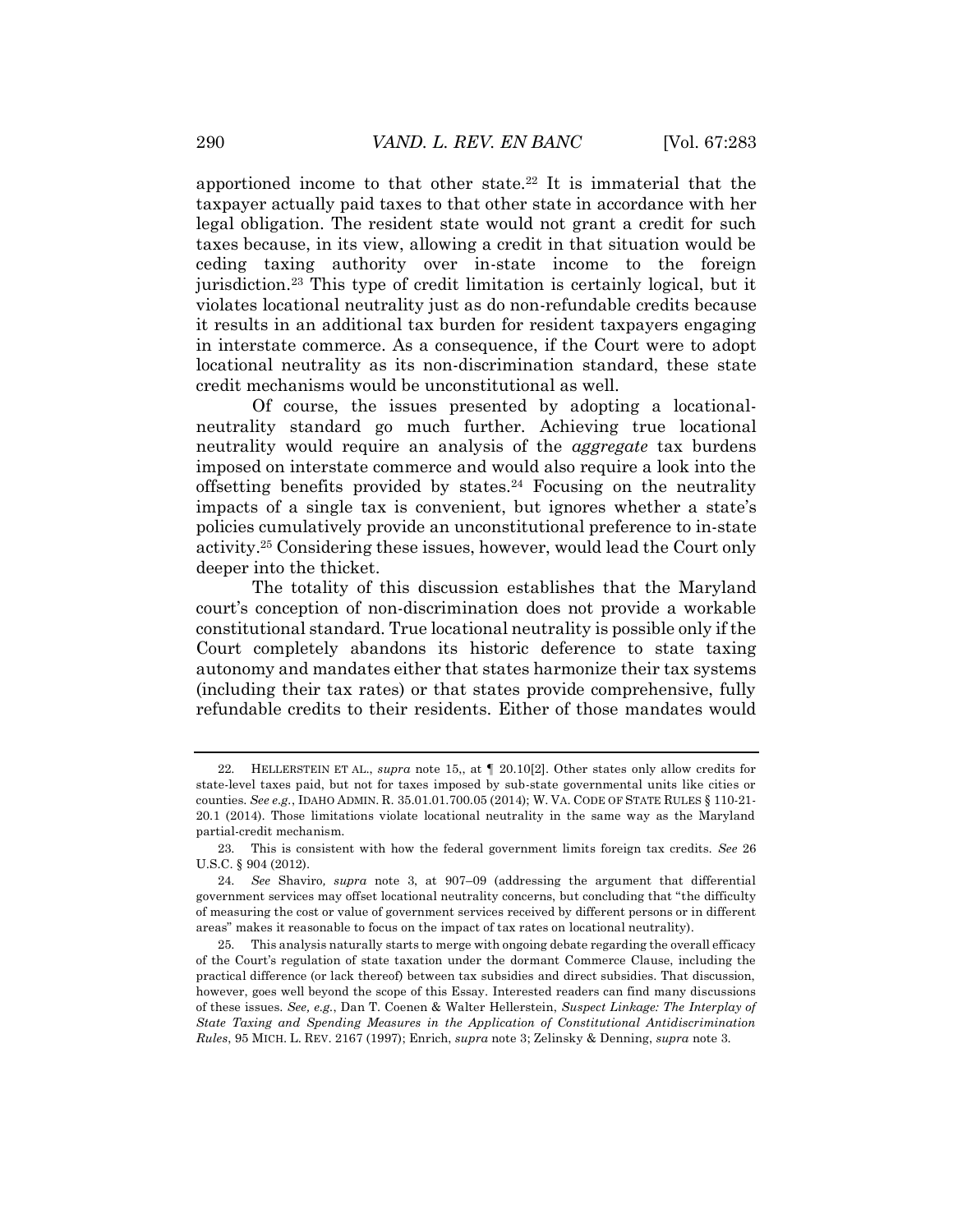apportioned income to that other state.[22] It is immaterial that the taxpayer actually paid taxes to that other state in accordance with her legal obligation. The resident state would not grant a credit for such taxes because, in its view, allowing a credit in that situation would be ceding taxing authority over in-state income to the foreign jurisdiction.[23] This type of credit limitation is certainly logical, but it violates locational neutrality just as do non-refundable credits because it results in an additional tax burden for resident taxpayers engaging in interstate commerce. As a consequence, if the Court were to adopt locational neutrality as its non-discrimination standard, these state credit mechanisms would be unconstitutional as well.

Of course, the issues presented by adopting a locational-neutrality standard go much further. Achieving true locational neutrality would require an analysis of the *aggregate* tax burdens imposed on interstate commerce and would also require a look into the offsetting benefits provided by states.[24] Focusing on the neutrality impacts of a single tax is convenient, but ignores whether a state's policies cumulatively provide an unconstitutional preference to in-state activity.[25] Considering these issues, however, would lead the Court only deeper into the thicket.

The totality of this discussion establishes that the Maryland court's conception of non-discrimination does not provide a workable constitutional standard. True locational neutrality is possible only if the Court completely abandons its historic deference to state taxing autonomy and mandates either that states harmonize their tax systems (including their tax rates) or that states provide comprehensive, fully refundable credits to their residents. Either of those mandates would

---

22. HELLERSTEIN ET AL., *supra* note 15,, at ¶ 20.10[2]. Other states only allow credits for state-level taxes paid, but not for taxes imposed by sub-state governmental units like cities or counties. *See e.g.*, IDAHO ADMIN. R. 35.01.01.700.05 (2014); W. VA. CODE OF STATE RULES § 110-21-20.1 (2014). Those limitations violate locational neutrality in the same way as the Maryland partial-credit mechanism.

23. This is consistent with how the federal government limits foreign tax credits. *See* 26 U.S.C. § 904 (2012).

24. *See* Shaviro, *supra* note 3, at 907–09 (addressing the argument that differential government services may offset locational neutrality concerns, but concluding that "the difficulty of measuring the cost or value of government services received by different persons or in different areas" makes it reasonable to focus on the impact of tax rates on locational neutrality).

25. This analysis naturally starts to merge with ongoing debate regarding the overall efficacy of the Court's regulation of state taxation under the dormant Commerce Clause, including the practical difference (or lack thereof) between tax subsidies and direct subsidies. That discussion, however, goes well beyond the scope of this Essay. Interested readers can find many discussions of these issues. *See, e.g.*, Dan T. Coenen & Walter Hellerstein, *Suspect Linkage: The Interplay of State Taxing and Spending Measures in the Application of Constitutional Antidiscrimination Rules*, 95 MICH. L. REV. 2167 (1997); Enrich, *supra* note 3; Zelinsky & Denning, *supra* note 3.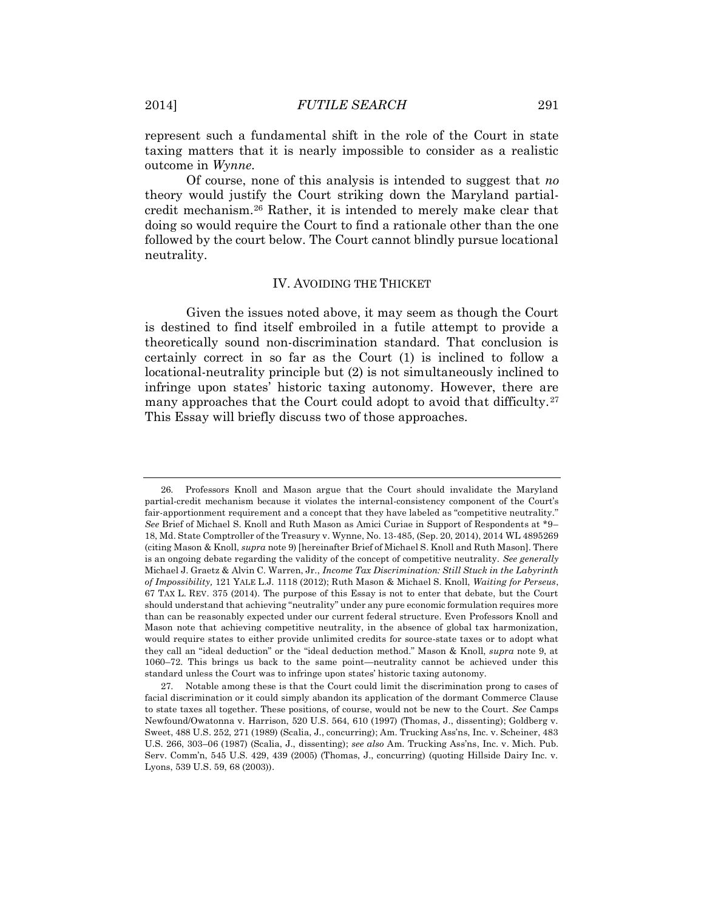represent such a fundamental shift in the role of the Court in state taxing matters that it is nearly impossible to consider as a realistic outcome in *Wynne*.

Of course, none of this analysis is intended to suggest that *no* theory would justify the Court striking down the Maryland partial-credit mechanism.[26] Rather, it is intended to merely make clear that doing so would require the Court to find a rationale other than the one followed by the court below. The Court cannot blindly pursue locational neutrality.

## IV. AVOIDING THE THICKET

Given the issues noted above, it may seem as though the Court is destined to find itself embroiled in a futile attempt to provide a theoretically sound non-discrimination standard. That conclusion is certainly correct in so far as the Court (1) is inclined to follow a locational-neutrality principle but (2) is not simultaneously inclined to infringe upon states' historic taxing autonomy. However, there are many approaches that the Court could adopt to avoid that difficulty.[27] This Essay will briefly discuss two of those approaches.

---

26. Professors Knoll and Mason argue that the Court should invalidate the Maryland partial-credit mechanism because it violates the internal-consistency component of the Court's fair-apportionment requirement and a concept that they have labeled as "competitive neutrality." *See* Brief of Michael S. Knoll and Ruth Mason as Amici Curiae in Support of Respondents at *9–18, Md. State Comptroller of the Treasury v. Wynne, No. 13-485, (Sep. 20, 2014), 2014 WL 4895269 (citing Mason & Knoll, *supra* note 9) [hereinafter Brief of Michael S. Knoll and Ruth Mason]. There is an ongoing debate regarding the validity of the concept of competitive neutrality. *See generally* Michael J. Graetz & Alvin C. Warren, Jr., *Income Tax Discrimination: Still Stuck in the Labyrinth of Impossibility,* 121 YALE L.J. 1118 (2012); Ruth Mason & Michael S. Knoll, *Waiting for Perseus*, 67 TAX L. REV. 375 (2014). The purpose of this Essay is not to enter that debate, but the Court should understand that achieving "neutrality" under any pure economic formulation requires more than can be reasonably expected under our current federal structure. Even Professors Knoll and Mason note that achieving competitive neutrality, in the absence of global tax harmonization, would require states to either provide unlimited credits for source-state taxes or to adopt what they call an "ideal deduction" or the "ideal deduction method." Mason & Knoll, *supra* note 9, at 1060–72. This brings us back to the same point—neutrality cannot be achieved under this standard unless the Court was to infringe upon states' historic taxing autonomy.

27. Notable among these is that the Court could limit the discrimination prong to cases of facial discrimination or it could simply abandon its application of the dormant Commerce Clause to state taxes all together. These positions, of course, would not be new to the Court. *See* Camps Newfound/Owatonna v. Harrison, 520 U.S. 564, 610 (1997) (Thomas, J., dissenting); Goldberg v. Sweet, 488 U.S. 252, 271 (1989) (Scalia, J., concurring); Am. Trucking Ass'ns, Inc. v. Scheiner, 483 U.S. 266, 303–06 (1987) (Scalia, J., dissenting); *see also* Am. Trucking Ass'ns, Inc. v. Mich. Pub. Serv. Comm'n, 545 U.S. 429, 439 (2005) (Thomas, J., concurring) (quoting Hillside Dairy Inc. v. Lyons, 539 U.S. 59, 68 (2003)).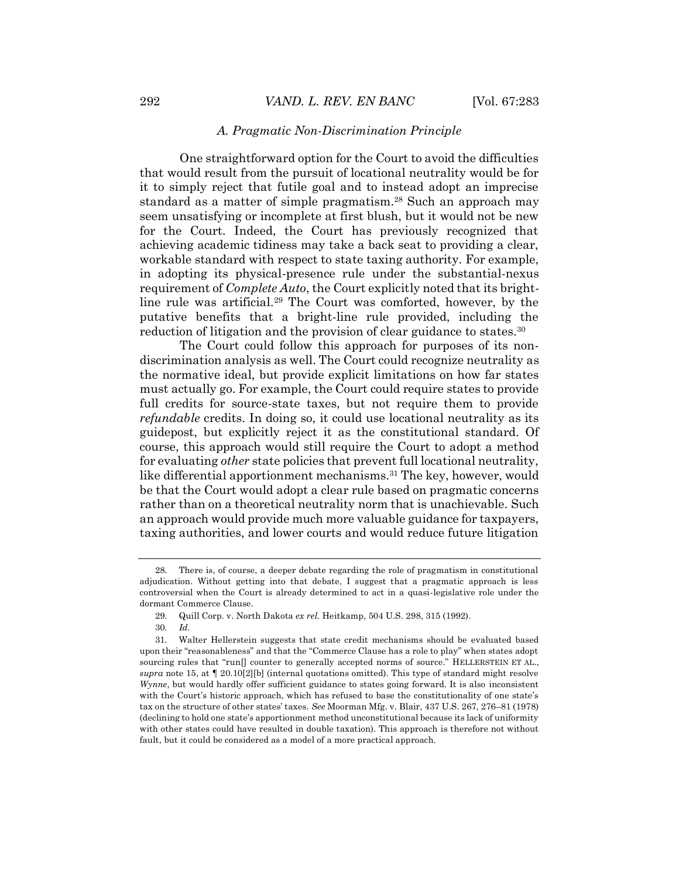### *A. Pragmatic Non-Discrimination Principle*

One straightforward option for the Court to avoid the difficulties that would result from the pursuit of locational neutrality would be for it to simply reject that futile goal and to instead adopt an imprecise standard as a matter of simple pragmatism.[28] Such an approach may seem unsatisfying or incomplete at first blush, but it would not be new for the Court. Indeed, the Court has previously recognized that achieving academic tidiness may take a back seat to providing a clear, workable standard with respect to state taxing authority. For example, in adopting its physical-presence rule under the substantial-nexus requirement of *Complete Auto*, the Court explicitly noted that its bright-line rule was artificial.[29] The Court was comforted, however, by the putative benefits that a bright-line rule provided, including the reduction of litigation and the provision of clear guidance to states.[30]

The Court could follow this approach for purposes of its non-discrimination analysis as well. The Court could recognize neutrality as the normative ideal, but provide explicit limitations on how far states must actually go. For example, the Court could require states to provide full credits for source-state taxes, but not require them to provide *refundable* credits. In doing so, it could use locational neutrality as its guidepost, but explicitly reject it as the constitutional standard. Of course, this approach would still require the Court to adopt a method for evaluating *other* state policies that prevent full locational neutrality, like differential apportionment mechanisms.[31] The key, however, would be that the Court would adopt a clear rule based on pragmatic concerns rather than on a theoretical neutrality norm that is unachievable. Such an approach would provide much more valuable guidance for taxpayers, taxing authorities, and lower courts and would reduce future litigation

---

28. There is, of course, a deeper debate regarding the role of pragmatism in constitutional adjudication. Without getting into that debate, I suggest that a pragmatic approach is less controversial when the Court is already determined to act in a quasi-legislative role under the dormant Commerce Clause.

29. Quill Corp. v. North Dakota *ex rel.* Heitkamp, 504 U.S. 298, 315 (1992).

30. *Id.*

31. Walter Hellerstein suggests that state credit mechanisms should be evaluated based upon their "reasonableness" and that the "Commerce Clause has a role to play" when states adopt sourcing rules that "run[] counter to generally accepted norms of source." HELLERSTEIN ET AL., *supra* note 15, at ¶ 20.10[2][b] (internal quotations omitted). This type of standard might resolve *Wynne*, but would hardly offer sufficient guidance to states going forward. It is also inconsistent with the Court's historic approach, which has refused to base the constitutionality of one state's tax on the structure of other states' taxes. *See* Moorman Mfg. v. Blair, 437 U.S. 267, 276–81 (1978) (declining to hold one state's apportionment method unconstitutional because its lack of uniformity with other states could have resulted in double taxation). This approach is therefore not without fault, but it could be considered as a model of a more practical approach.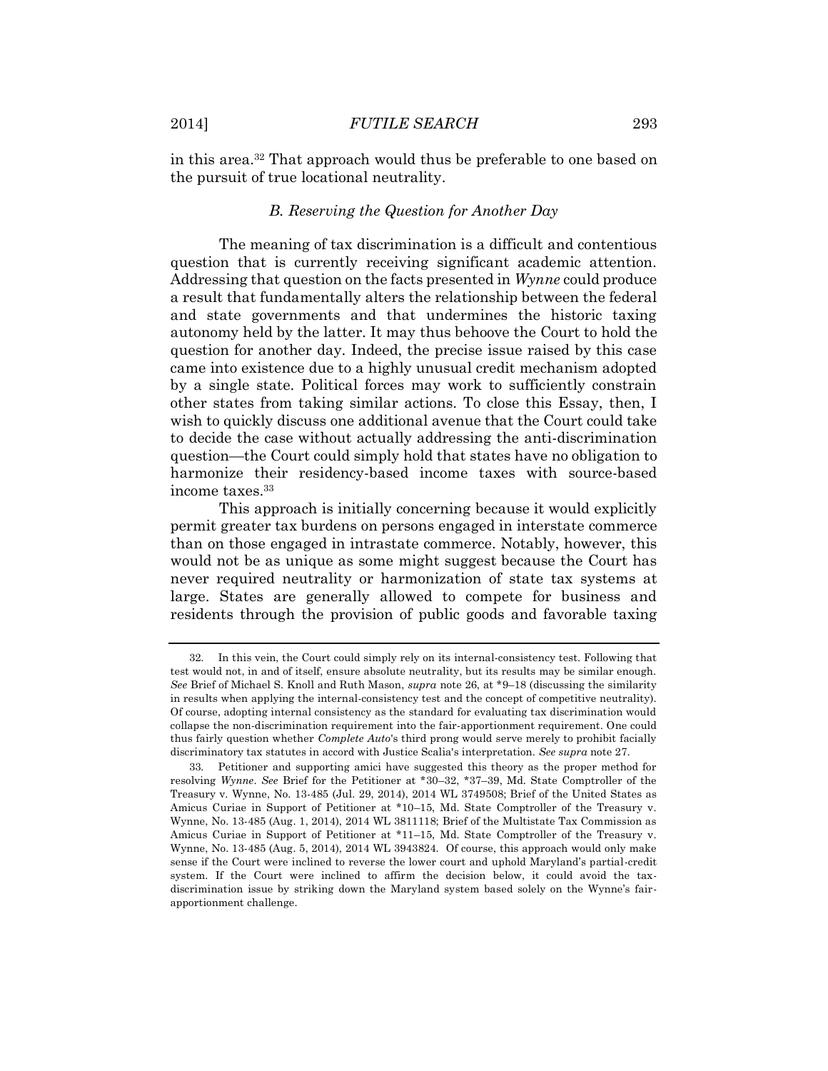in this area.[32] That approach would thus be preferable to one based on the pursuit of true locational neutrality.

### *B. Reserving the Question for Another Day*

The meaning of tax discrimination is a difficult and contentious question that is currently receiving significant academic attention. Addressing that question on the facts presented in *Wynne* could produce a result that fundamentally alters the relationship between the federal and state governments and that undermines the historic taxing autonomy held by the latter. It may thus behoove the Court to hold the question for another day. Indeed, the precise issue raised by this case came into existence due to a highly unusual credit mechanism adopted by a single state. Political forces may work to sufficiently constrain other states from taking similar actions. To close this Essay, then, I wish to quickly discuss one additional avenue that the Court could take to decide the case without actually addressing the anti-discrimination question—the Court could simply hold that states have no obligation to harmonize their residency-based income taxes with source-based income taxes.[33]

This approach is initially concerning because it would explicitly permit greater tax burdens on persons engaged in interstate commerce than on those engaged in intrastate commerce. Notably, however, this would not be as unique as some might suggest because the Court has never required neutrality or harmonization of state tax systems at large. States are generally allowed to compete for business and residents through the provision of public goods and favorable taxing

---

32. In this vein, the Court could simply rely on its internal-consistency test. Following that test would not, in and of itself, ensure absolute neutrality, but its results may be similar enough. *See* Brief of Michael S. Knoll and Ruth Mason, *supra* note 26, at *9–18 (discussing the similarity in results when applying the internal-consistency test and the concept of competitive neutrality). Of course, adopting internal consistency as the standard for evaluating tax discrimination would collapse the non-discrimination requirement into the fair-apportionment requirement. One could thus fairly question whether *Complete Auto*'s third prong would serve merely to prohibit facially discriminatory tax statutes in accord with Justice Scalia's interpretation. *See supra* note 27.

33. Petitioner and supporting amici have suggested this theory as the proper method for resolving *Wynne*. *See* Brief for the Petitioner at *30–32, *37–39, Md. State Comptroller of the Treasury v. Wynne, No. 13-485 (Jul. 29, 2014), 2014 WL 3749508; Brief of the United States as Amicus Curiae in Support of Petitioner at *10–15, Md. State Comptroller of the Treasury v. Wynne, No. 13-485 (Aug. 1, 2014), 2014 WL 3811118; Brief of the Multistate Tax Commission as Amicus Curiae in Support of Petitioner at *11–15, Md. State Comptroller of the Treasury v. Wynne, No. 13-485 (Aug. 5, 2014), 2014 WL 3943824. Of course, this approach would only make sense if the Court were inclined to reverse the lower court and uphold Maryland's partial-credit system. If the Court were inclined to affirm the decision below, it could avoid the tax-discrimination issue by striking down the Maryland system based solely on the Wynne's fair-apportionment challenge.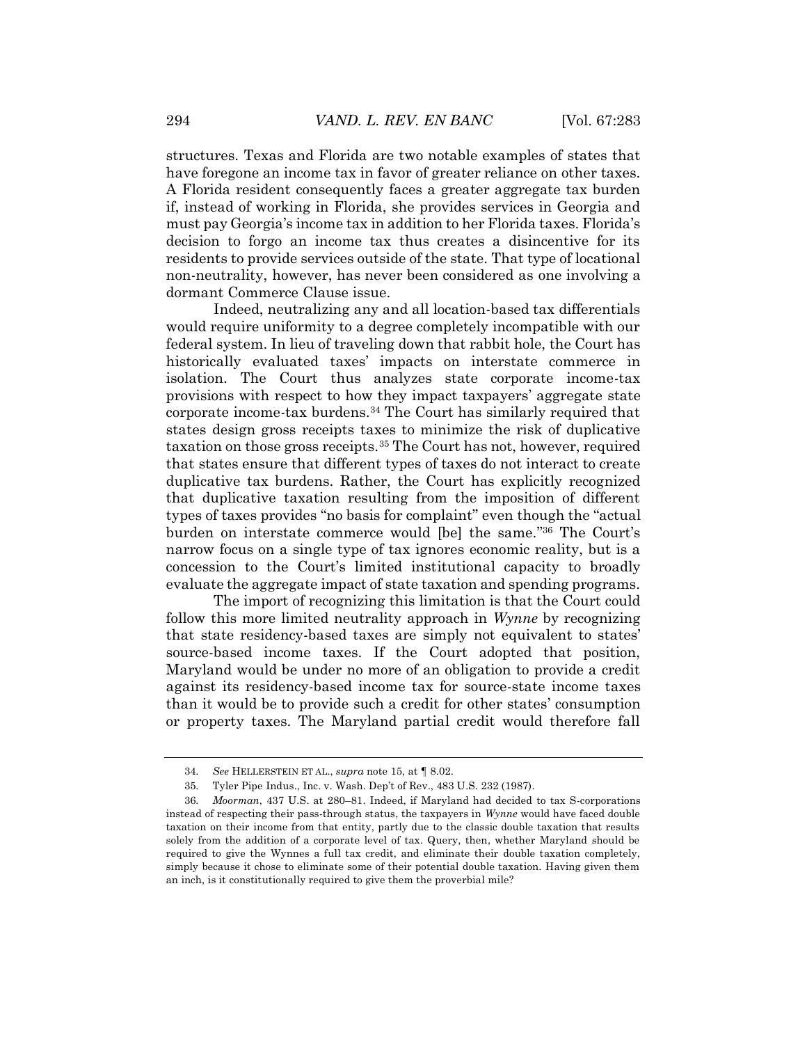structures. Texas and Florida are two notable examples of states that have foregone an income tax in favor of greater reliance on other taxes. A Florida resident consequently faces a greater aggregate tax burden if, instead of working in Florida, she provides services in Georgia and must pay Georgia's income tax in addition to her Florida taxes. Florida's decision to forgo an income tax thus creates a disincentive for its residents to provide services outside of the state. That type of locational non-neutrality, however, has never been considered as one involving a dormant Commerce Clause issue.

Indeed, neutralizing any and all location-based tax differentials would require uniformity to a degree completely incompatible with our federal system. In lieu of traveling down that rabbit hole, the Court has historically evaluated taxes' impacts on interstate commerce in isolation. The Court thus analyzes state corporate income-tax provisions with respect to how they impact taxpayers' aggregate state corporate income-tax burdens.[34] The Court has similarly required that states design gross receipts taxes to minimize the risk of duplicative taxation on those gross receipts.[35] The Court has not, however, required that states ensure that different types of taxes do not interact to create duplicative tax burdens. Rather, the Court has explicitly recognized that duplicative taxation resulting from the imposition of different types of taxes provides "no basis for complaint" even though the "actual burden on interstate commerce would [be] the same."[36] The Court's narrow focus on a single type of tax ignores economic reality, but is a concession to the Court's limited institutional capacity to broadly evaluate the aggregate impact of state taxation and spending programs.

The import of recognizing this limitation is that the Court could follow this more limited neutrality approach in *Wynne* by recognizing that state residency-based taxes are simply not equivalent to states' source-based income taxes. If the Court adopted that position, Maryland would be under no more of an obligation to provide a credit against its residency-based income tax for source-state income taxes than it would be to provide such a credit for other states' consumption or property taxes. The Maryland partial credit would therefore fall

---

34. *See* HELLERSTEIN ET AL., *supra* note 15, at ¶ 8.02.

35. Tyler Pipe Indus., Inc. v. Wash. Dep't of Rev., 483 U.S. 232 (1987).

36. *Moorman*, 437 U.S. at 280–81. Indeed, if Maryland had decided to tax S-corporations instead of respecting their pass-through status, the taxpayers in *Wynne* would have faced double taxation on their income from that entity, partly due to the classic double taxation that results solely from the addition of a corporate level of tax. Query, then, whether Maryland should be required to give the Wynnes a full tax credit, and eliminate their double taxation completely, simply because it chose to eliminate some of their potential double taxation. Having given them an inch, is it constitutionally required to give them the proverbial mile?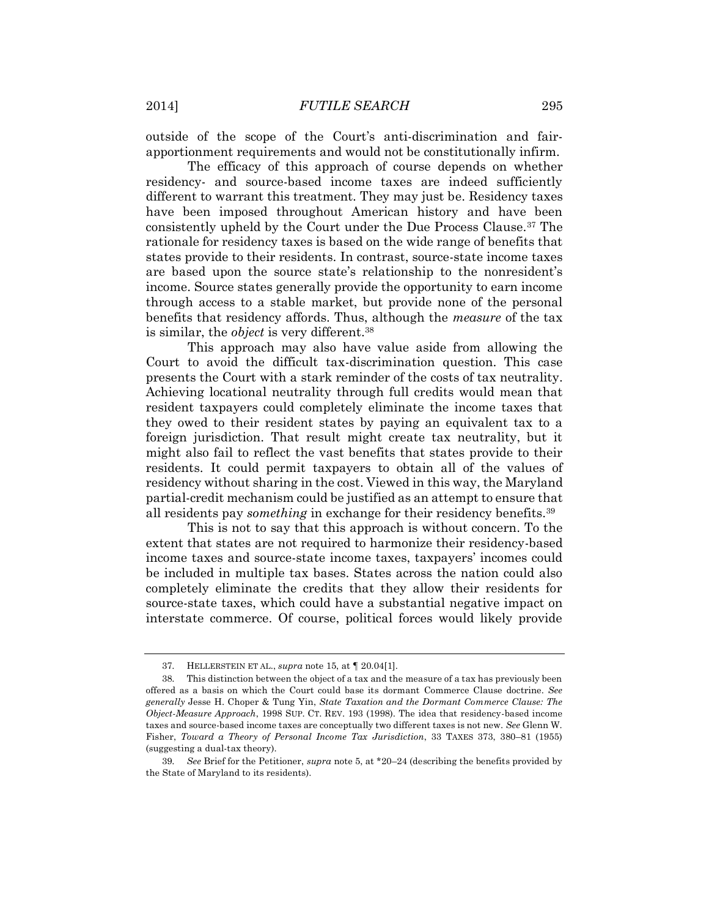outside of the scope of the Court's anti-discrimination and fair-apportionment requirements and would not be constitutionally infirm.

The efficacy of this approach of course depends on whether residency- and source-based income taxes are indeed sufficiently different to warrant this treatment. They may just be. Residency taxes have been imposed throughout American history and have been consistently upheld by the Court under the Due Process Clause.[37] The rationale for residency taxes is based on the wide range of benefits that states provide to their residents. In contrast, source-state income taxes are based upon the source state's relationship to the nonresident's income. Source states generally provide the opportunity to earn income through access to a stable market, but provide none of the personal benefits that residency affords. Thus, although the *measure* of the tax is similar, the *object* is very different.[38]

This approach may also have value aside from allowing the Court to avoid the difficult tax-discrimination question. This case presents the Court with a stark reminder of the costs of tax neutrality. Achieving locational neutrality through full credits would mean that resident taxpayers could completely eliminate the income taxes that they owed to their resident states by paying an equivalent tax to a foreign jurisdiction. That result might create tax neutrality, but it might also fail to reflect the vast benefits that states provide to their residents. It could permit taxpayers to obtain all of the values of residency without sharing in the cost. Viewed in this way, the Maryland partial-credit mechanism could be justified as an attempt to ensure that all residents pay *something* in exchange for their residency benefits.[39]

This is not to say that this approach is without concern. To the extent that states are not required to harmonize their residency-based income taxes and source-state income taxes, taxpayers' incomes could be included in multiple tax bases. States across the nation could also completely eliminate the credits that they allow their residents for source-state taxes, which could have a substantial negative impact on interstate commerce. Of course, political forces would likely provide

---

37. HELLERSTEIN ET AL., *supra* note 15, at ¶ 20.04[1].

38. This distinction between the object of a tax and the measure of a tax has previously been offered as a basis on which the Court could base its dormant Commerce Clause doctrine. *See generally* Jesse H. Choper & Tung Yin, *State Taxation and the Dormant Commerce Clause: The Object-Measure Approach*, 1998 SUP. CT. REV. 193 (1998). The idea that residency-based income taxes and source-based income taxes are conceptually two different taxes is not new. *See* Glenn W. Fisher, *Toward a Theory of Personal Income Tax Jurisdiction*, 33 TAXES 373, 380–81 (1955) (suggesting a dual-tax theory).

39. *See* Brief for the Petitioner, *supra* note 5, at *20–24 (describing the benefits provided by the State of Maryland to its residents).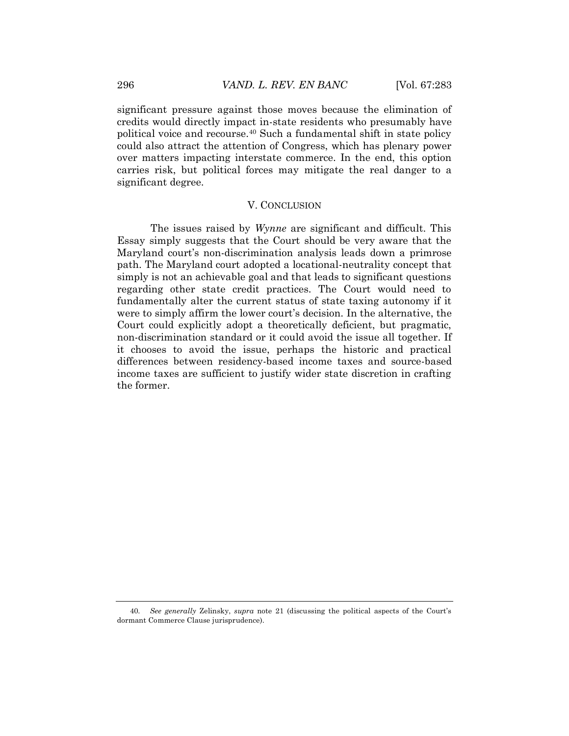significant pressure against those moves because the elimination of credits would directly impact in-state residents who presumably have political voice and recourse.[40] Such a fundamental shift in state policy could also attract the attention of Congress, which has plenary power over matters impacting interstate commerce. In the end, this option carries risk, but political forces may mitigate the real danger to a significant degree.

## V. CONCLUSION

The issues raised by *Wynne* are significant and difficult. This Essay simply suggests that the Court should be very aware that the Maryland court's non-discrimination analysis leads down a primrose path. The Maryland court adopted a locational-neutrality concept that simply is not an achievable goal and that leads to significant questions regarding other state credit practices. The Court would need to fundamentally alter the current status of state taxing autonomy if it were to simply affirm the lower court's decision. In the alternative, the Court could explicitly adopt a theoretically deficient, but pragmatic, non-discrimination standard or it could avoid the issue all together. If it chooses to avoid the issue, perhaps the historic and practical differences between residency-based income taxes and source-based income taxes are sufficient to justify wider state discretion in crafting the former.

---

40. *See generally* Zelinsky, *supra* note 21 (discussing the political aspects of the Court's dormant Commerce Clause jurisprudence).